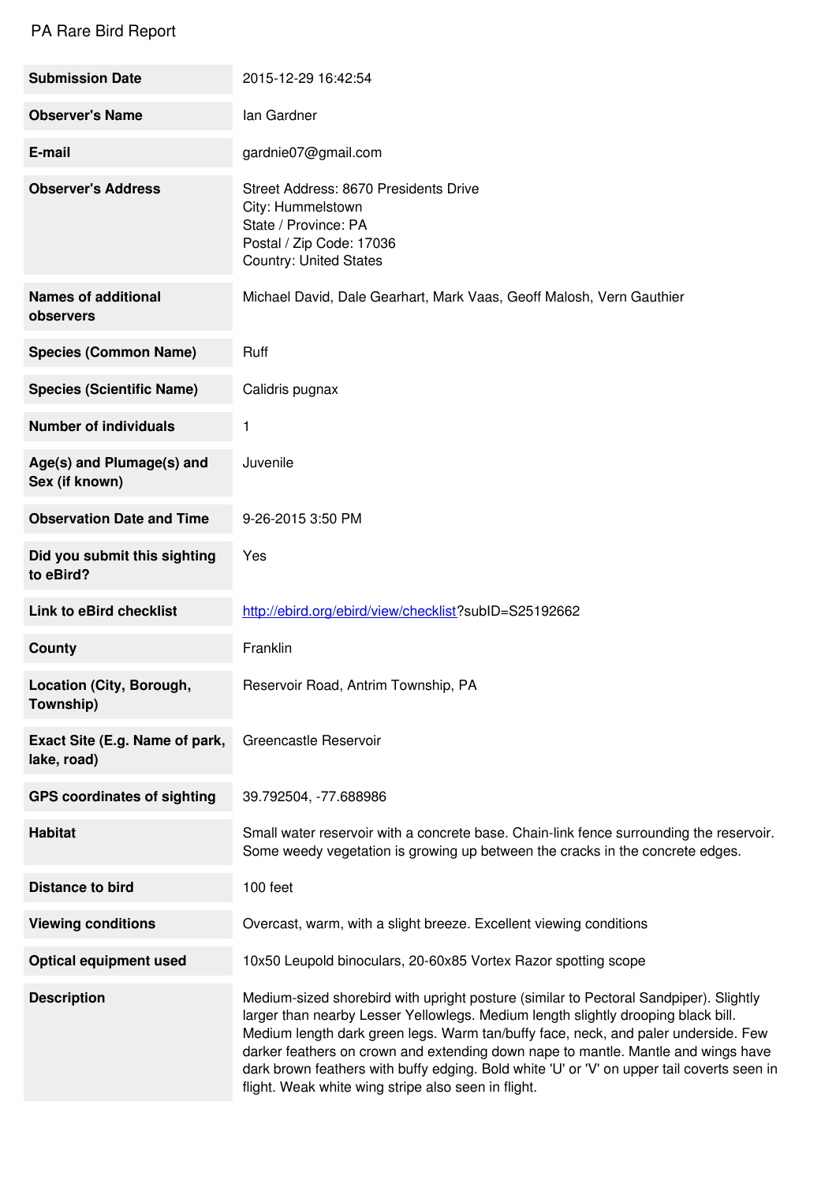# PA Rare Bird Report

| | |
|---|---|
| **Submission Date** | 2015-12-29 16:42:54 |
| **Observer's Name** | Ian Gardner |
| **E-mail** | gardnie07@gmail.com |
| **Observer's Address** | Street Address: 8670 Presidents Drive<br>City: Hummelstown<br>State / Province: PA<br>Postal / Zip Code: 17036<br>Country: United States |
| **Names of additional observers** | Michael David, Dale Gearhart, Mark Vaas, Geoff Malosh, Vern Gauthier |
| **Species (Common Name)** | Ruff |
| **Species (Scientific Name)** | Calidris pugnax |
| **Number of individuals** | 1 |
| **Age(s) and Plumage(s) and Sex (if known)** | Juvenile |
| **Observation Date and Time** | 9-26-2015 3:50 PM |
| **Did you submit this sighting to eBird?** | Yes |
| **Link to eBird checklist** | [http://ebird.org/ebird/view/checklist](http://ebird.org/ebird/view/checklist)?subID=S25192662 |
| **County** | Franklin |
| **Location (City, Borough, Township)** | Reservoir Road, Antrim Township, PA |
| **Exact Site (E.g. Name of park, lake, road)** | Greencastle Reservoir |
| **GPS coordinates of sighting** | 39.792504, -77.688986 |
| **Habitat** | Small water reservoir with a concrete base. Chain-link fence surrounding the reservoir. Some weedy vegetation is growing up between the cracks in the concrete edges. |
| **Distance to bird** | 100 feet |
| **Viewing conditions** | Overcast, warm, with a slight breeze. Excellent viewing conditions |
| **Optical equipment used** | 10x50 Leupold binoculars, 20-60x85 Vortex Razor spotting scope |
| **Description** | Medium-sized shorebird with upright posture (similar to Pectoral Sandpiper). Slightly larger than nearby Lesser Yellowlegs. Medium length slightly drooping black bill. Medium length dark green legs. Warm tan/buffy face, neck, and paler underside. Few darker feathers on crown and extending down nape to mantle. Mantle and wings have dark brown feathers with buffy edging. Bold white 'U' or 'V' on upper tail coverts seen in flight. Weak white wing stripe also seen in flight. |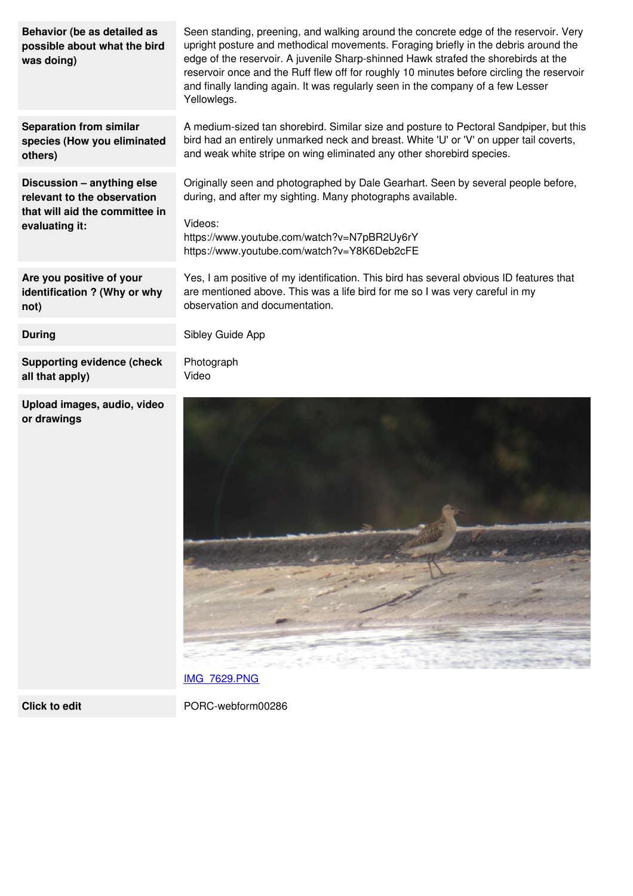| | |
|---|---|
| **Behavior (be as detailed as possible about what the bird was doing)** | Seen standing, preening, and walking around the concrete edge of the reservoir. Very upright posture and methodical movements. Foraging briefly in the debris around the edge of the reservoir. A juvenile Sharp-shinned Hawk strafed the shorebirds at the reservoir once and the Ruff flew off for roughly 10 minutes before circling the reservoir and finally landing again. It was regularly seen in the company of a few Lesser Yellowlegs. |
| **Separation from similar species (How you eliminated others)** | A medium-sized tan shorebird. Similar size and posture to Pectoral Sandpiper, but this bird had an entirely unmarked neck and breast. White 'U' or 'V' on upper tail coverts, and weak white stripe on wing eliminated any other shorebird species. |
| **Discussion – anything else relevant to the observation that will aid the committee in evaluating it:** | Originally seen and photographed by Dale Gearhart. Seen by several people before, during, and after my sighting. Many photographs available.<br><br>Videos:<br>https://www.youtube.com/watch?v=N7pBR2Uy6rY<br>https://www.youtube.com/watch?v=Y8K6Deb2cFE |
| **Are you positive of your identification ? (Why or why not)** | Yes, I am positive of my identification. This bird has several obvious ID features that are mentioned above. This was a life bird for me so I was very careful in my observation and documentation. |
| **During** | Sibley Guide App |
| **Supporting evidence (check all that apply)** | Photograph<br>Video |
| **Upload images, audio, video or drawings** | IMG_7629.PNG |
| **Click to edit** | PORC-webform00286 |